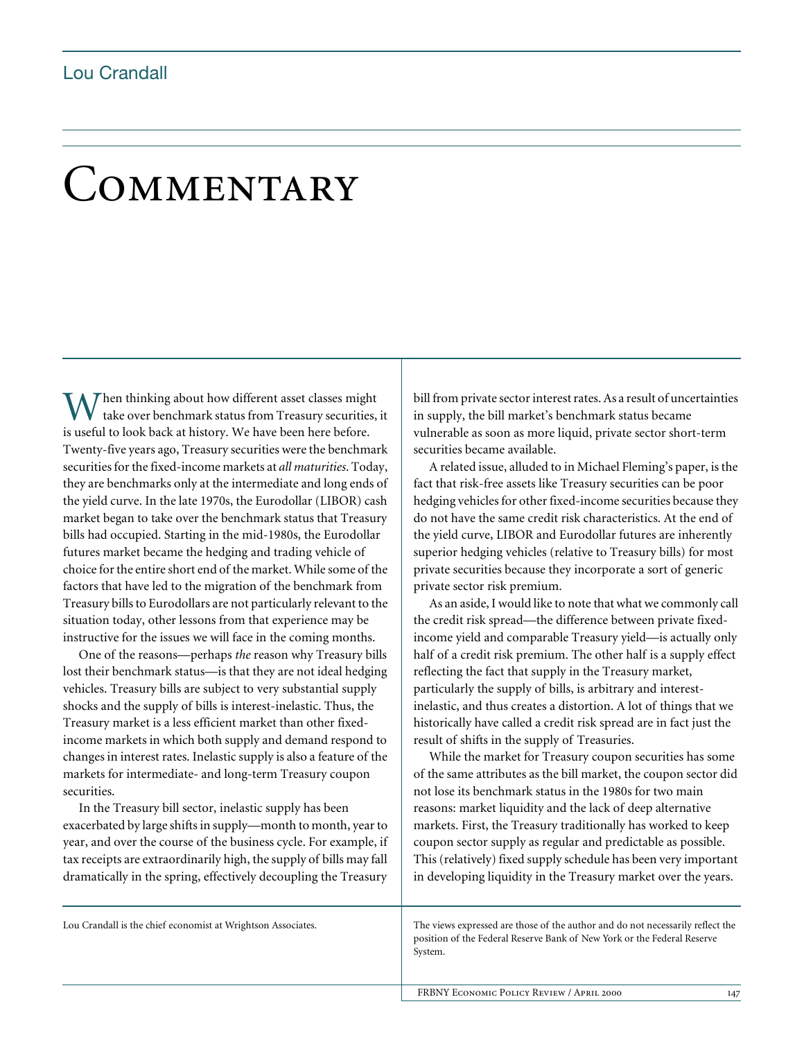Lou Crandall

# Commentary

When thinking about how different asset classes might take over benchmark status from Treasury securities, it is useful to look back at history. We have been here before. Twenty-five years ago, Treasury securities were the benchmark securities for the fixed-income markets at *all maturities*. Today, they are benchmarks only at the intermediate and long ends of the yield curve. In the late 1970s, the Eurodollar (LIBOR) cash market began to take over the benchmark status that Treasury bills had occupied. Starting in the mid-1980s, the Eurodollar futures market became the hedging and trading vehicle of choice for the entire short end of the market. While some of the factors that have led to the migration of the benchmark from Treasury bills to Eurodollars are not particularly relevant to the situation today, other lessons from that experience may be instructive for the issues we will face in the coming months.

One of the reasons—perhaps *the* reason why Treasury bills lost their benchmark status—is that they are not ideal hedging vehicles. Treasury bills are subject to very substantial supply shocks and the supply of bills is interest-inelastic. Thus, the Treasury market is a less efficient market than other fixed-income markets in which both supply and demand respond to changes in interest rates. Inelastic supply is also a feature of the markets for intermediate- and long-term Treasury coupon securities.

In the Treasury bill sector, inelastic supply has been exacerbated by large shifts in supply—month to month, year to year, and over the course of the business cycle. For example, if tax receipts are extraordinarily high, the supply of bills may fall dramatically in the spring, effectively decoupling the Treasury bill from private sector interest rates. As a result of uncertainties in supply, the bill market's benchmark status became vulnerable as soon as more liquid, private sector short-term securities became available.

A related issue, alluded to in Michael Fleming's paper, is the fact that risk-free assets like Treasury securities can be poor hedging vehicles for other fixed-income securities because they do not have the same credit risk characteristics. At the end of the yield curve, LIBOR and Eurodollar futures are inherently superior hedging vehicles (relative to Treasury bills) for most private securities because they incorporate a sort of generic private sector risk premium.

As an aside, I would like to note that what we commonly call the credit risk spread—the difference between private fixed-income yield and comparable Treasury yield—is actually only half of a credit risk premium. The other half is a supply effect reflecting the fact that supply in the Treasury market, particularly the supply of bills, is arbitrary and interest-inelastic, and thus creates a distortion. A lot of things that we historically have called a credit risk spread are in fact just the result of shifts in the supply of Treasuries.

While the market for Treasury coupon securities has some of the same attributes as the bill market, the coupon sector did not lose its benchmark status in the 1980s for two main reasons: market liquidity and the lack of deep alternative markets. First, the Treasury traditionally has worked to keep coupon sector supply as regular and predictable as possible. This (relatively) fixed supply schedule has been very important in developing liquidity in the Treasury market over the years.

Lou Crandall is the chief economist at Wrightson Associates.

The views expressed are those of the author and do not necessarily reflect the position of the Federal Reserve Bank of New York or the Federal Reserve System.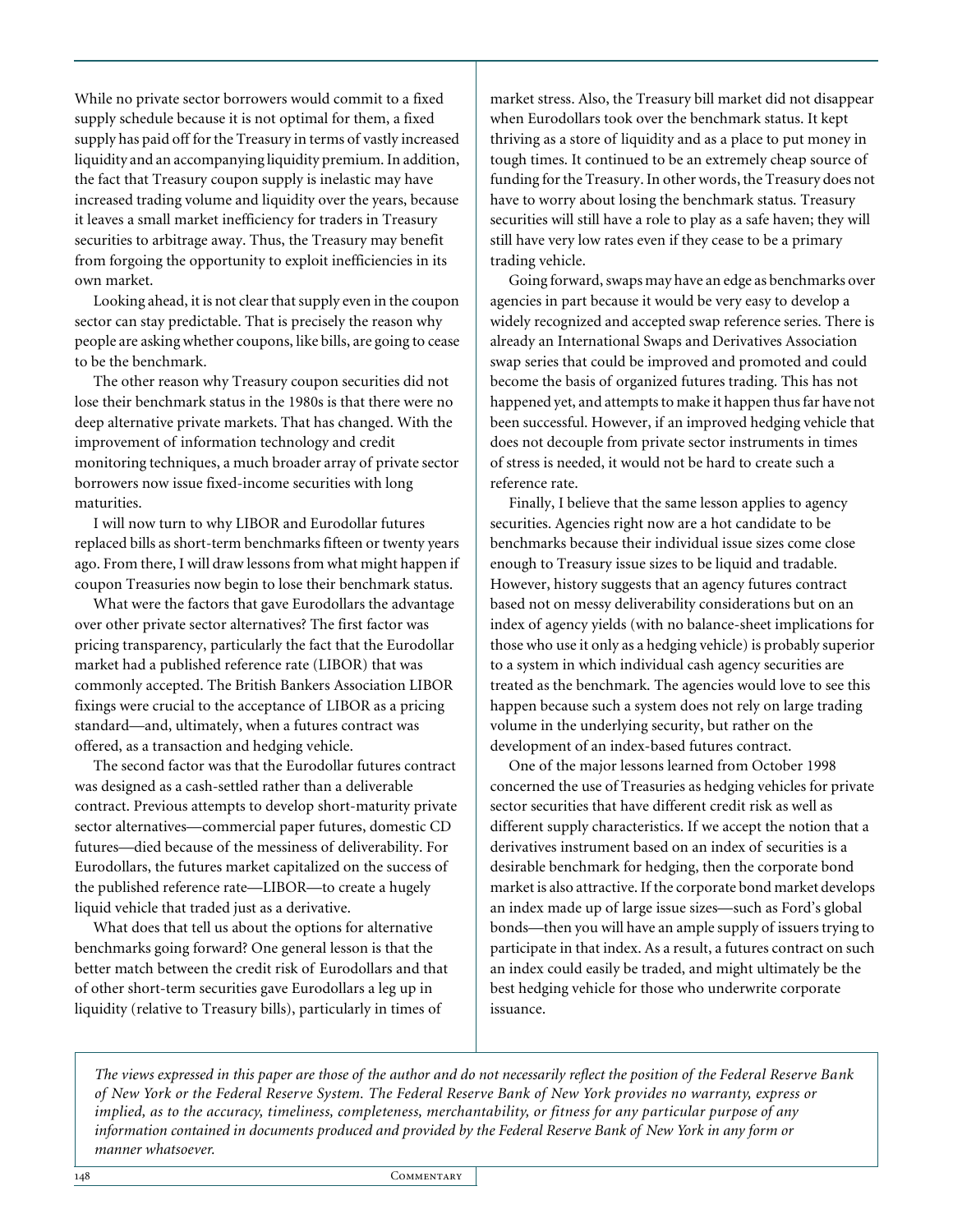While no private sector borrowers would commit to a fixed supply schedule because it is not optimal for them, a fixed supply has paid off for the Treasury in terms of vastly increased liquidity and an accompanying liquidity premium. In addition, the fact that Treasury coupon supply is inelastic may have increased trading volume and liquidity over the years, because it leaves a small market inefficiency for traders in Treasury securities to arbitrage away. Thus, the Treasury may benefit from forgoing the opportunity to exploit inefficiencies in its own market.

Looking ahead, it is not clear that supply even in the coupon sector can stay predictable. That is precisely the reason why people are asking whether coupons, like bills, are going to cease to be the benchmark.

The other reason why Treasury coupon securities did not lose their benchmark status in the 1980s is that there were no deep alternative private markets. That has changed. With the improvement of information technology and credit monitoring techniques, a much broader array of private sector borrowers now issue fixed-income securities with long maturities.

I will now turn to why LIBOR and Eurodollar futures replaced bills as short-term benchmarks fifteen or twenty years ago. From there, I will draw lessons from what might happen if coupon Treasuries now begin to lose their benchmark status.

What were the factors that gave Eurodollars the advantage over other private sector alternatives? The first factor was pricing transparency, particularly the fact that the Eurodollar market had a published reference rate (LIBOR) that was commonly accepted. The British Bankers Association LIBOR fixings were crucial to the acceptance of LIBOR as a pricing standard—and, ultimately, when a futures contract was offered, as a transaction and hedging vehicle.

The second factor was that the Eurodollar futures contract was designed as a cash-settled rather than a deliverable contract. Previous attempts to develop short-maturity private sector alternatives—commercial paper futures, domestic CD futures—died because of the messiness of deliverability. For Eurodollars, the futures market capitalized on the success of the published reference rate—LIBOR—to create a hugely liquid vehicle that traded just as a derivative.

What does that tell us about the options for alternative benchmarks going forward? One general lesson is that the better match between the credit risk of Eurodollars and that of other short-term securities gave Eurodollars a leg up in liquidity (relative to Treasury bills), particularly in times of market stress. Also, the Treasury bill market did not disappear when Eurodollars took over the benchmark status. It kept thriving as a store of liquidity and as a place to put money in tough times. It continued to be an extremely cheap source of funding for the Treasury. In other words, the Treasury does not have to worry about losing the benchmark status. Treasury securities will still have a role to play as a safe haven; they will still have very low rates even if they cease to be a primary trading vehicle.

Going forward, swaps may have an edge as benchmarks over agencies in part because it would be very easy to develop a widely recognized and accepted swap reference series. There is already an International Swaps and Derivatives Association swap series that could be improved and promoted and could become the basis of organized futures trading. This has not happened yet, and attempts to make it happen thus far have not been successful. However, if an improved hedging vehicle that does not decouple from private sector instruments in times of stress is needed, it would not be hard to create such a reference rate.

Finally, I believe that the same lesson applies to agency securities. Agencies right now are a hot candidate to be benchmarks because their individual issue sizes come close enough to Treasury issue sizes to be liquid and tradable. However, history suggests that an agency futures contract based not on messy deliverability considerations but on an index of agency yields (with no balance-sheet implications for those who use it only as a hedging vehicle) is probably superior to a system in which individual cash agency securities are treated as the benchmark. The agencies would love to see this happen because such a system does not rely on large trading volume in the underlying security, but rather on the development of an index-based futures contract.

One of the major lessons learned from October 1998 concerned the use of Treasuries as hedging vehicles for private sector securities that have different credit risk as well as different supply characteristics. If we accept the notion that a derivatives instrument based on an index of securities is a desirable benchmark for hedging, then the corporate bond market is also attractive. If the corporate bond market develops an index made up of large issue sizes—such as Ford's global bonds—then you will have an ample supply of issuers trying to participate in that index. As a result, a futures contract on such an index could easily be traded, and might ultimately be the best hedging vehicle for those who underwrite corporate issuance.

*The views expressed in this paper are those of the author and do not necessarily reflect the position of the Federal Reserve Bank of New York or the Federal Reserve System. The Federal Reserve Bank of New York provides no warranty, express or implied, as to the accuracy, timeliness, completeness, merchantability, or fitness for any particular purpose of any information contained in documents produced and provided by the Federal Reserve Bank of New York in any form or manner whatsoever.*